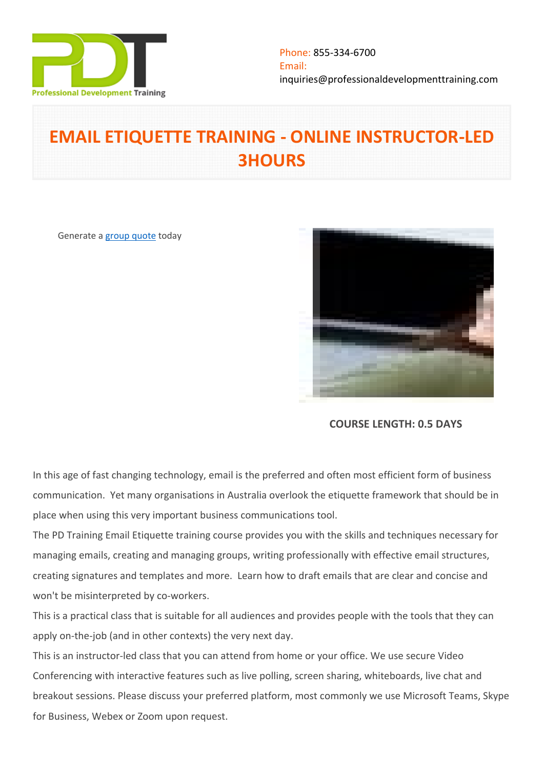Phone: 855-334-6700
Email:
inquiries@professionaldevelopmenttraining.com

# EMAIL ETIQUETTE TRAINING - ONLINE INSTRUCTOR-LED 3HOURS

Generate a group quote today

**COURSE LENGTH: 0.5 DAYS**

In this age of fast changing technology, email is the preferred and often most efficient form of business communication. Yet many organisations in Australia overlook the etiquette framework that should be in place when using this very important business communications tool.

The PD Training Email Etiquette training course provides you with the skills and techniques necessary for managing emails, creating and managing groups, writing professionally with effective email structures, creating signatures and templates and more. Learn how to draft emails that are clear and concise and won't be misinterpreted by co-workers.

This is a practical class that is suitable for all audiences and provides people with the tools that they can apply on-the-job (and in other contexts) the very next day.

This is an instructor-led class that you can attend from home or your office. We use secure Video Conferencing with interactive features such as live polling, screen sharing, whiteboards, live chat and breakout sessions. Please discuss your preferred platform, most commonly we use Microsoft Teams, Skype for Business, Webex or Zoom upon request.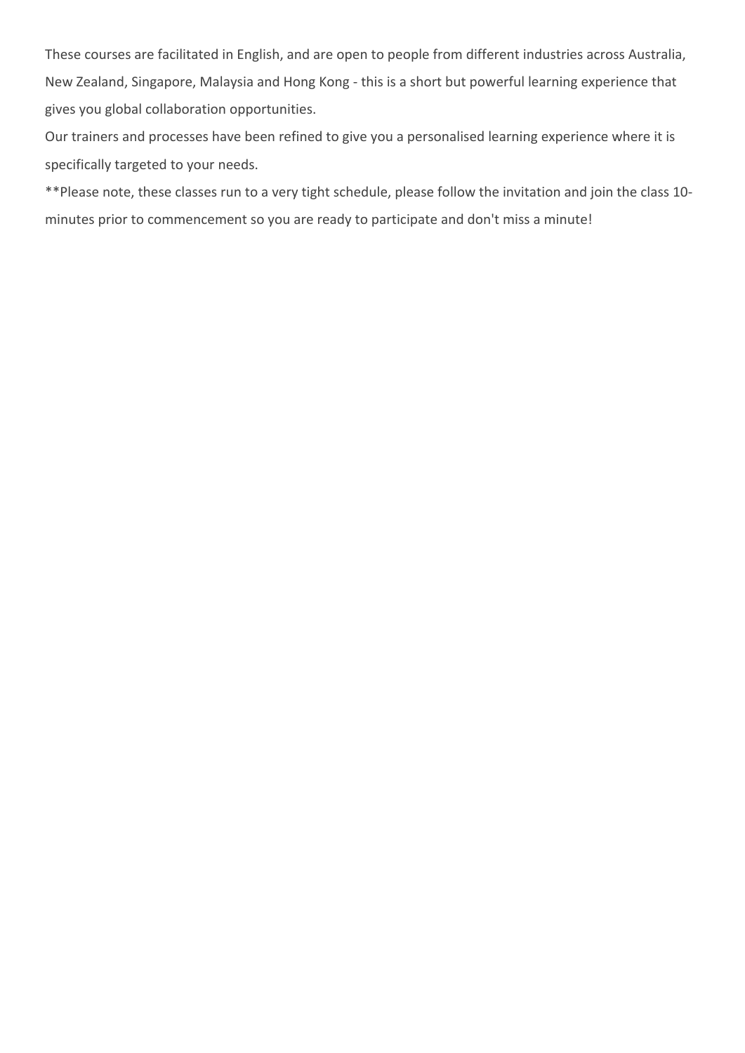These courses are facilitated in English, and are open to people from different industries across Australia, New Zealand, Singapore, Malaysia and Hong Kong - this is a short but powerful learning experience that gives you global collaboration opportunities.

Our trainers and processes have been refined to give you a personalised learning experience where it is specifically targeted to your needs.

**Please note, these classes run to a very tight schedule, please follow the invitation and join the class 10-minutes prior to commencement so you are ready to participate and don't miss a minute!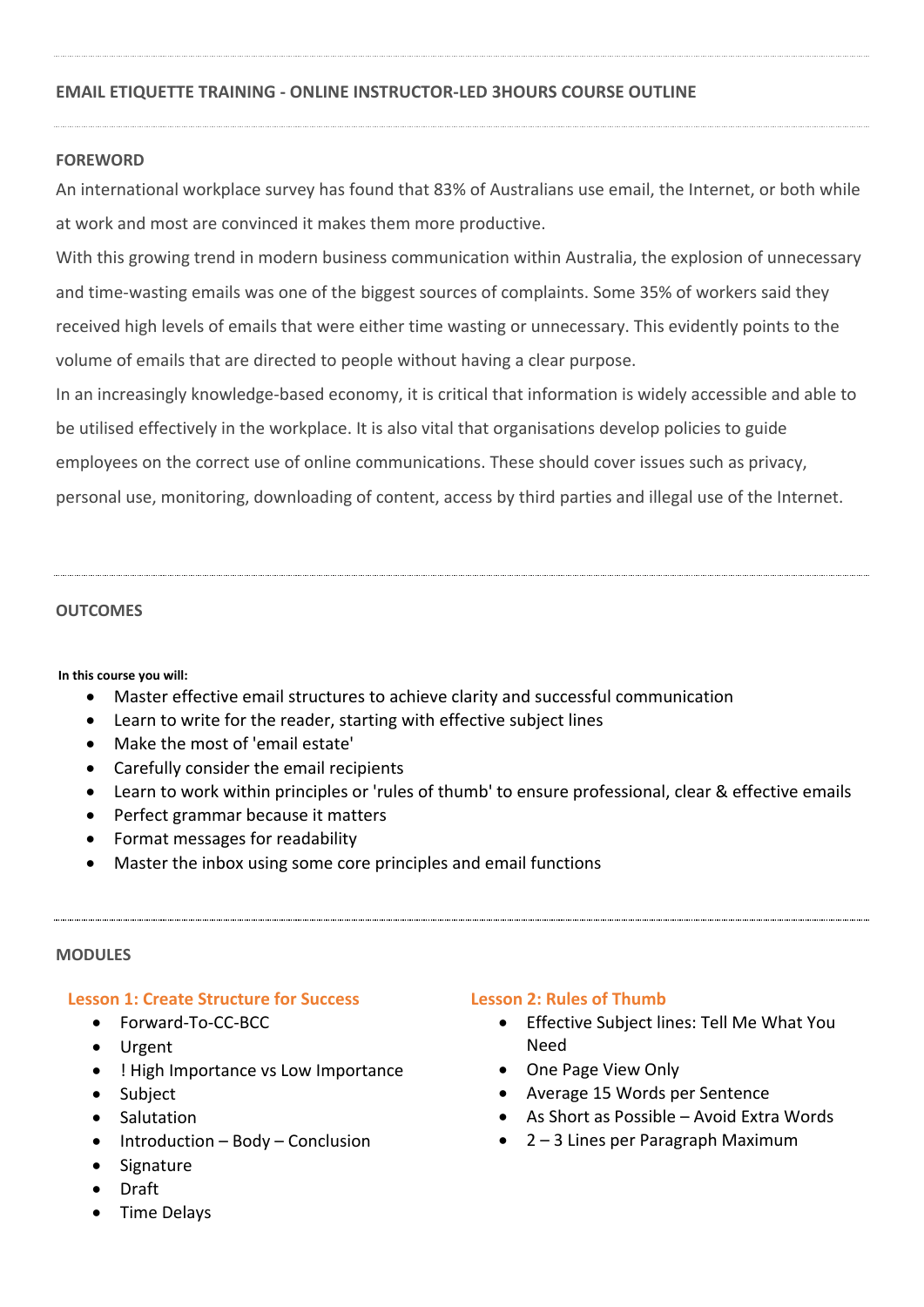## EMAIL ETIQUETTE TRAINING - ONLINE INSTRUCTOR-LED 3HOURS COURSE OUTLINE

### FOREWORD

An international workplace survey has found that 83% of Australians use email, the Internet, or both while at work and most are convinced it makes them more productive.

With this growing trend in modern business communication within Australia, the explosion of unnecessary and time-wasting emails was one of the biggest sources of complaints. Some 35% of workers said they received high levels of emails that were either time wasting or unnecessary. This evidently points to the volume of emails that are directed to people without having a clear purpose.

In an increasingly knowledge-based economy, it is critical that information is widely accessible and able to be utilised effectively in the workplace. It is also vital that organisations develop policies to guide employees on the correct use of online communications. These should cover issues such as privacy, personal use, monitoring, downloading of content, access by third parties and illegal use of the Internet.

### OUTCOMES

**In this course you will:**

- Master effective email structures to achieve clarity and successful communication
- Learn to write for the reader, starting with effective subject lines
- Make the most of 'email estate'
- Carefully consider the email recipients
- Learn to work within principles or 'rules of thumb' to ensure professional, clear & effective emails
- Perfect grammar because it matters
- Format messages for readability
- Master the inbox using some core principles and email functions

### MODULES

#### Lesson 1: Create Structure for Success

- Forward-To-CC-BCC
- Urgent
- ! High Importance vs Low Importance
- Subject
- Salutation
- Introduction – Body – Conclusion
- Signature
- Draft
- Time Delays

#### Lesson 2: Rules of Thumb

- Effective Subject lines: Tell Me What You Need
- One Page View Only
- Average 15 Words per Sentence
- As Short as Possible – Avoid Extra Words
- 2 – 3 Lines per Paragraph Maximum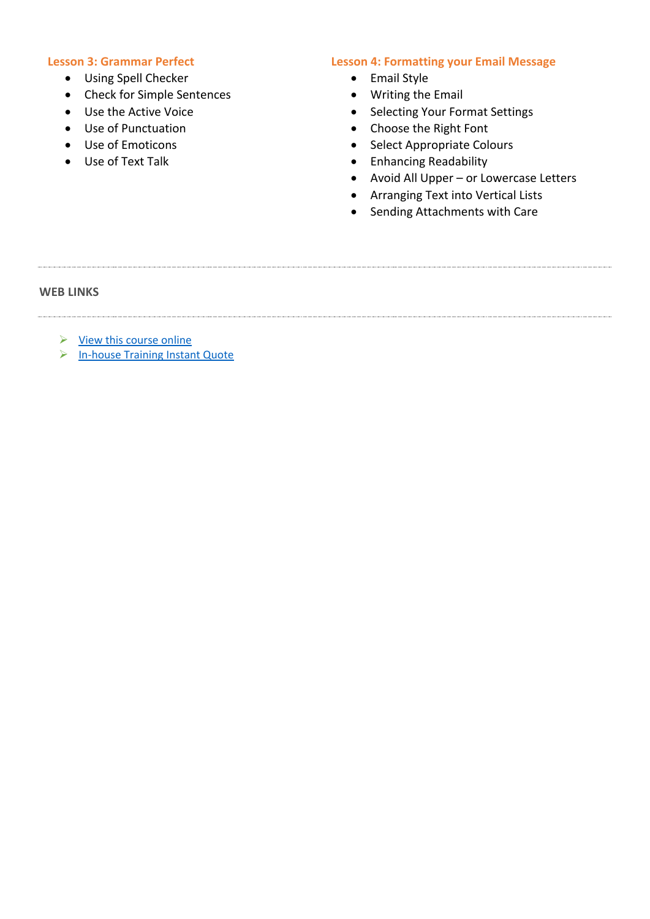### Lesson 3: Grammar Perfect

- Using Spell Checker
- Check for Simple Sentences
- Use the Active Voice
- Use of Punctuation
- Use of Emoticons
- Use of Text Talk

### Lesson 4: Formatting your Email Message

- Email Style
- Writing the Email
- Selecting Your Format Settings
- Choose the Right Font
- Select Appropriate Colours
- Enhancing Readability
- Avoid All Upper – or Lowercase Letters
- Arranging Text into Vertical Lists
- Sending Attachments with Care

---

**WEB LINKS**

---

- View this course online
- In-house Training Instant Quote